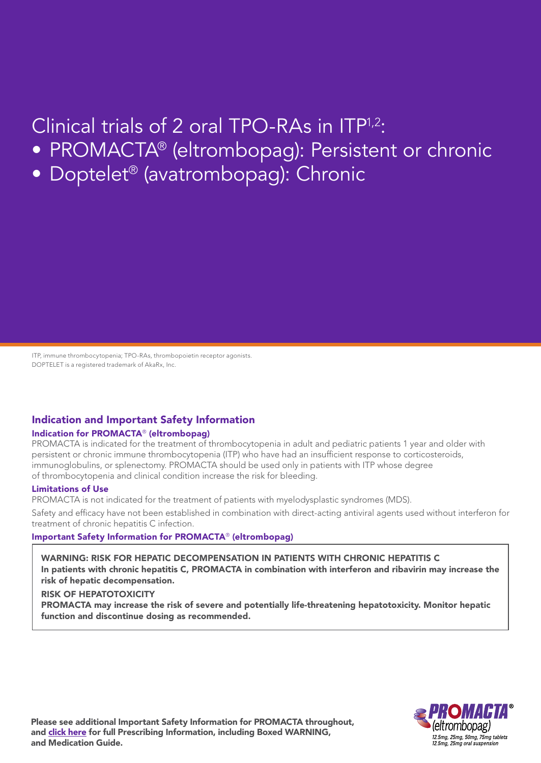# Clinical trials of 2 oral TPO-RAs in ITP[1,2]:

- PROMACTA® (eltrombopag): Persistent or chronic
- Doptelet® (avatrombopag): Chronic

ITP, immune thrombocytopenia; TPO-RAs, thrombopoietin receptor agonists.
DOPTELET is a registered trademark of AkaRx, Inc.

## Indication and Important Safety Information

### Indication for PROMACTA® (eltrombopag)

PROMACTA is indicated for the treatment of thrombocytopenia in adult and pediatric patients 1 year and older with persistent or chronic immune thrombocytopenia (ITP) who have had an insufficient response to corticosteroids, immunoglobulins, or splenectomy. PROMACTA should be used only in patients with ITP whose degree of thrombocytopenia and clinical condition increase the risk for bleeding.

### Limitations of Use

PROMACTA is not indicated for the treatment of patients with myelodysplastic syndromes (MDS).

Safety and efficacy have not been established in combination with direct-acting antiviral agents used without interferon for treatment of chronic hepatitis C infection.

### Important Safety Information for PROMACTA® (eltrombopag)

**WARNING: RISK FOR HEPATIC DECOMPENSATION IN PATIENTS WITH CHRONIC HEPATITIS C**
**In patients with chronic hepatitis C, PROMACTA in combination with interferon and ribavirin may increase the risk of hepatic decompensation.**

**RISK OF HEPATOTOXICITY**
**PROMACTA may increase the risk of severe and potentially life-threatening hepatotoxicity. Monitor hepatic function and discontinue dosing as recommended.**

**Please see additional Important Safety Information for PROMACTA throughout, and click here for full Prescribing Information, including Boxed WARNING, and Medication Guide.**

PROMACTA® (eltrombopag)
12.5mg, 25mg, 50mg, 75mg tablets
12.5mg, 25mg oral suspension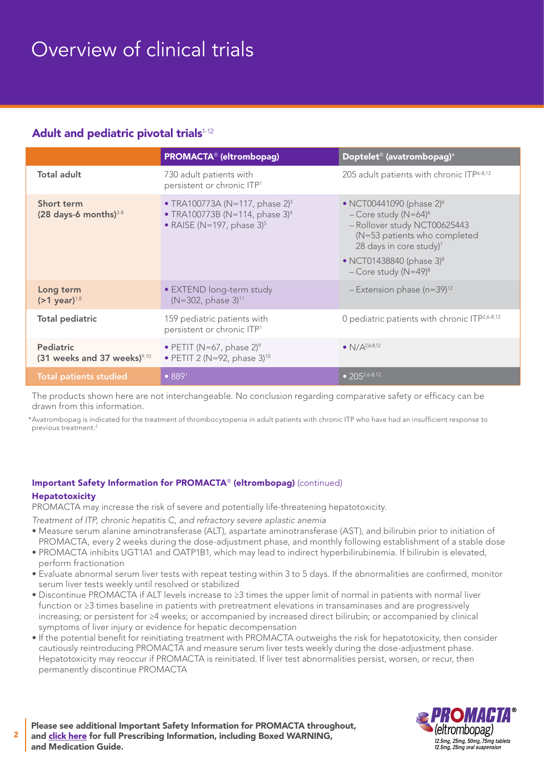# Overview of clinical trials

## Adult and pediatric pivotal trials[1-12]

| | PROMACTA® (eltrombopag) | Doptelet® (avatrombopag)* |
|---|---|---|
| **Total adult** | 730 adult patients with persistent or chronic ITP[1] | 205 adult patients with chronic ITP[6-8,12] |
| **Short term (28 days-6 months)**[3-8] | • TRA100773A (N=117, phase 2)[3]<br>• TRA100773B (N=114, phase 3)[4]<br>• RAISE (N=197, phase 3)[5] | • NCT00441090 (phase 2)[6]<br>– Core study (N=64)[6]<br>– Rollover study NCT00625443 (N=53 patients who completed 28 days in core study)[7]<br>• NCT01438840 (phase 3)[8]<br>– Core study (N=49)[8] |
| **Long term (>1 year)**[1,8] | • EXTEND long-term study (N=302, phase 3)[11] | – Extension phase (n=39)[12] |
| **Total pediatric** | 159 pediatric patients with persistent or chronic ITP[1] | 0 pediatric patients with chronic ITP[2,6-8,12] |
| **Pediatric (31 weeks and 37 weeks)**[9,10] | • PETIT (N=67, phase 2)[9]<br>• PETIT 2 (N=92, phase 3)[10] | • N/A[2,6-8,12] |
| **Total patients studied** | • 889[1] | • 205[2,6-8,12] |

The products shown here are not interchangeable. No conclusion regarding comparative safety or efficacy can be drawn from this information.

*Avatrombopag is indicated for the treatment of thrombocytopenia in adult patients with chronic ITP who have had an insufficient response to previous treatment.[2]

### Important Safety Information for PROMACTA® (eltrombopag) (continued)

**Hepatotoxicity**

PROMACTA may increase the risk of severe and potentially life-threatening hepatotoxicity.

*Treatment of ITP, chronic hepatitis C, and refractory severe aplastic anemia*

- Measure serum alanine aminotransferase (ALT), aspartate aminotransferase (AST), and bilirubin prior to initiation of PROMACTA, every 2 weeks during the dose-adjustment phase, and monthly following establishment of a stable dose
- PROMACTA inhibits UGT1A1 and OATP1B1, which may lead to indirect hyperbilirubinemia. If bilirubin is elevated, perform fractionation
- Evaluate abnormal serum liver tests with repeat testing within 3 to 5 days. If the abnormalities are confirmed, monitor serum liver tests weekly until resolved or stabilized
- Discontinue PROMACTA if ALT levels increase to ≥3 times the upper limit of normal in patients with normal liver function or ≥3 times baseline in patients with pretreatment elevations in transaminases and are progressively increasing; or persistent for ≥4 weeks; or accompanied by increased direct bilirubin; or accompanied by clinical symptoms of liver injury or evidence for hepatic decompensation
- If the potential benefit for reinitiating treatment with PROMACTA outweighs the risk for hepatotoxicity, then consider cautiously reintroducing PROMACTA and measure serum liver tests weekly during the dose-adjustment phase. Hepatotoxicity may reoccur if PROMACTA is reinitiated. If liver test abnormalities persist, worsen, or recur, then permanently discontinue PROMACTA

**Please see additional Important Safety Information for PROMACTA throughout, and click here for full Prescribing Information, including Boxed WARNING, and Medication Guide.**

PROMACTA® (eltrombopag) 12.5mg, 25mg, 50mg, 75mg tablets 12.5mg, 25mg oral suspension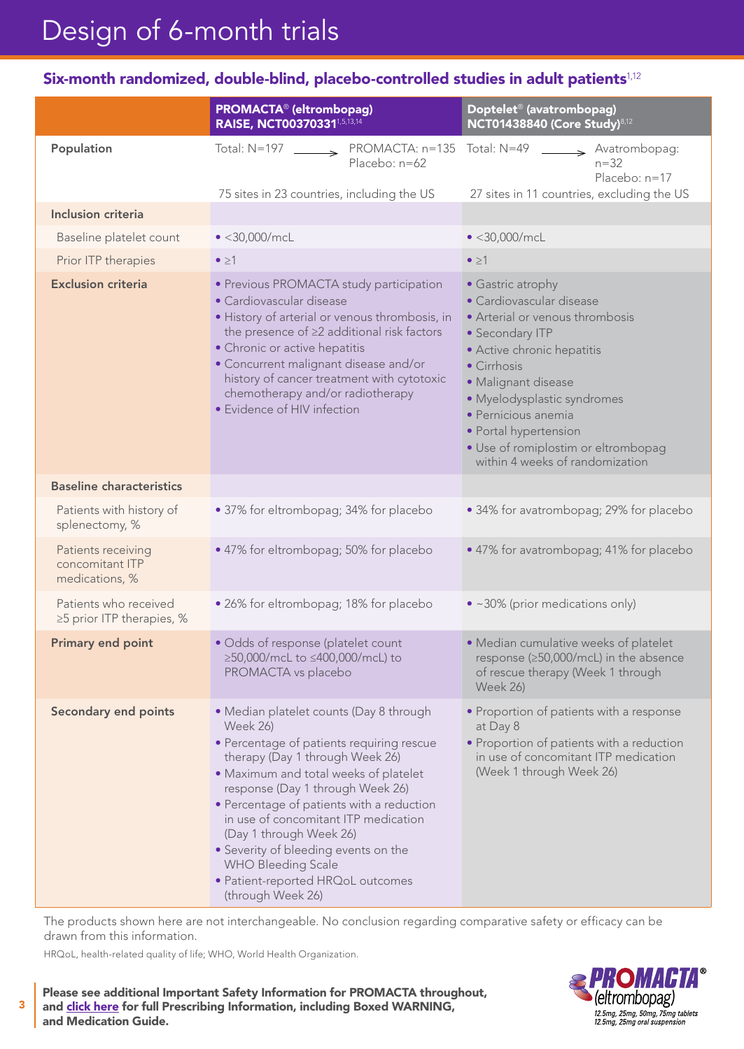# Design of 6-month trials

## Six-month randomized, double-blind, placebo-controlled studies in adult patients[1,12]

| | **PROMACTA® (eltrombopag) RAISE, NCT00370331**[1,5,13,14] | **Doptelet® (avatrombopag) NCT01438840 (Core Study)**[8,12] |
|---|---|---|
| **Population** | Total: N=197 → PROMACTA: n=135; Placebo: n=62<br>75 sites in 23 countries, including the US | Total: N=49 → Avatrombopag: n=32; Placebo: n=17<br>27 sites in 11 countries, excluding the US |
| **Inclusion criteria** | | |
| Baseline platelet count | • <30,000/mcL | • <30,000/mcL |
| Prior ITP therapies | • ≥1 | • ≥1 |
| **Exclusion criteria** | • Previous PROMACTA study participation<br>• Cardiovascular disease<br>• History of arterial or venous thrombosis, in the presence of ≥2 additional risk factors<br>• Chronic or active hepatitis<br>• Concurrent malignant disease and/or history of cancer treatment with cytotoxic chemotherapy and/or radiotherapy<br>• Evidence of HIV infection | • Gastric atrophy<br>• Cardiovascular disease<br>• Arterial or venous thrombosis<br>• Secondary ITP<br>• Active chronic hepatitis<br>• Cirrhosis<br>• Malignant disease<br>• Myelodysplastic syndromes<br>• Pernicious anemia<br>• Portal hypertension<br>• Use of romiplostim or eltrombopag within 4 weeks of randomization |
| **Baseline characteristics** | | |
| Patients with history of splenectomy, % | • 37% for eltrombopag; 34% for placebo | • 34% for avatrombopag; 29% for placebo |
| Patients receiving concomitant ITP medications, % | • 47% for eltrombopag; 50% for placebo | • 47% for avatrombopag; 41% for placebo |
| Patients who received ≥5 prior ITP therapies, % | • 26% for eltrombopag; 18% for placebo | • ~30% (prior medications only) |
| **Primary end point** | • Odds of response (platelet count ≥50,000/mcL to ≤400,000/mcL) to PROMACTA vs placebo | • Median cumulative weeks of platelet response (≥50,000/mcL) in the absence of rescue therapy (Week 1 through Week 26) |
| **Secondary end points** | • Median platelet counts (Day 8 through Week 26)<br>• Percentage of patients requiring rescue therapy (Day 1 through Week 26)<br>• Maximum and total weeks of platelet response (Day 1 through Week 26)<br>• Percentage of patients with a reduction in use of concomitant ITP medication (Day 1 through Week 26)<br>• Severity of bleeding events on the WHO Bleeding Scale<br>• Patient-reported HRQoL outcomes (through Week 26) | • Proportion of patients with a response at Day 8<br>• Proportion of patients with a reduction in use of concomitant ITP medication (Week 1 through Week 26) |

The products shown here are not interchangeable. No conclusion regarding comparative safety or efficacy can be drawn from this information.

HRQoL, health-related quality of life; WHO, World Health Organization.

**Please see additional Important Safety Information for PROMACTA throughout, and click here for full Prescribing Information, including Boxed WARNING, and Medication Guide.**

PROMACTA® (eltrombopag) 12.5mg, 25mg, 50mg, 75mg tablets 12.5mg, 25mg oral suspension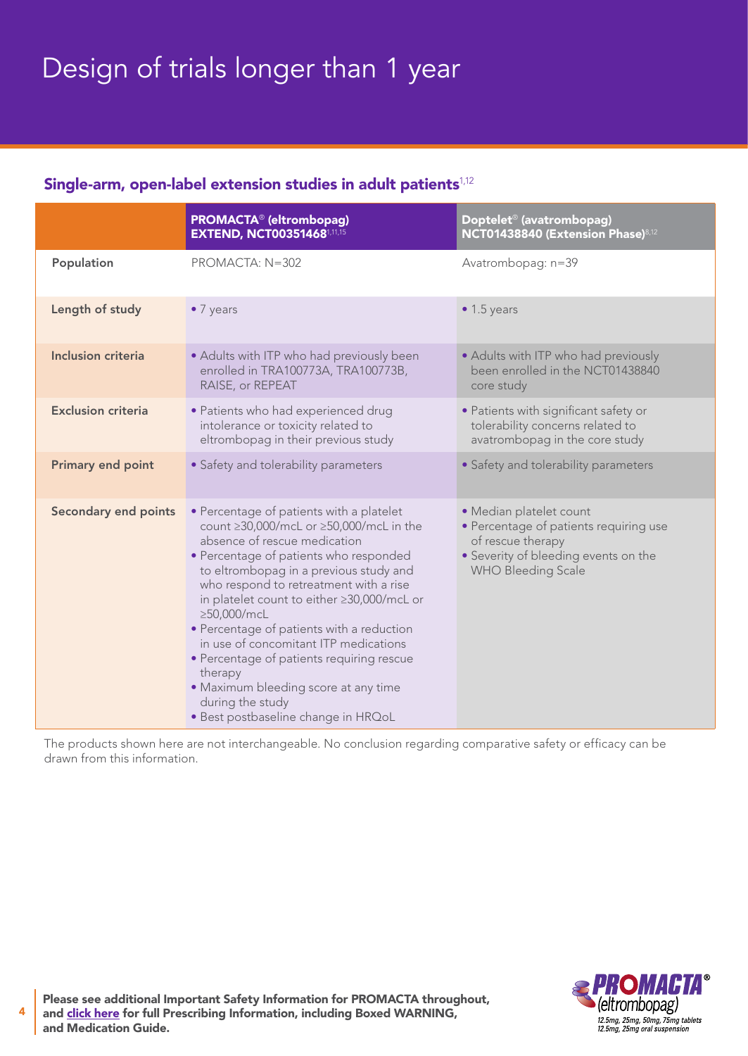# Design of trials longer than 1 year

## Single-arm, open-label extension studies in adult patients[1,12]

| | PROMACTA® (eltrombopag) EXTEND, NCT00351468[1,11,15] | Doptelet® (avatrombopag) NCT01438840 (Extension Phase)[8,12] |
|---|---|---|
| Population | PROMACTA: N=302 | Avatrombopag: n=39 |
| Length of study | • 7 years | • 1.5 years |
| Inclusion criteria | • Adults with ITP who had previously been enrolled in TRA100773A, TRA100773B, RAISE, or REPEAT | • Adults with ITP who had previously been enrolled in the NCT01438840 core study |
| Exclusion criteria | • Patients who had experienced drug intolerance or toxicity related to eltrombopag in their previous study | • Patients with significant safety or tolerability concerns related to avatrombopag in the core study |
| Primary end point | • Safety and tolerability parameters | • Safety and tolerability parameters |
| Secondary end points | • Percentage of patients with a platelet count ≥30,000/mcL or ≥50,000/mcL in the absence of rescue medication<br>• Percentage of patients who responded to eltrombopag in a previous study and who respond to retreatment with a rise in platelet count to either ≥30,000/mcL or ≥50,000/mcL<br>• Percentage of patients with a reduction in use of concomitant ITP medications<br>• Percentage of patients requiring rescue therapy<br>• Maximum bleeding score at any time during the study<br>• Best postbaseline change in HRQoL | • Median platelet count<br>• Percentage of patients requiring use of rescue therapy<br>• Severity of bleeding events on the WHO Bleeding Scale |

The products shown here are not interchangeable. No conclusion regarding comparative safety or efficacy can be drawn from this information.

**Please see additional Important Safety Information for PROMACTA throughout, and click here for full Prescribing Information, including Boxed WARNING, and Medication Guide.**

PROMACTA® (eltrombopag) 12.5mg, 25mg, 50mg, 75mg tablets 12.5mg, 25mg oral suspension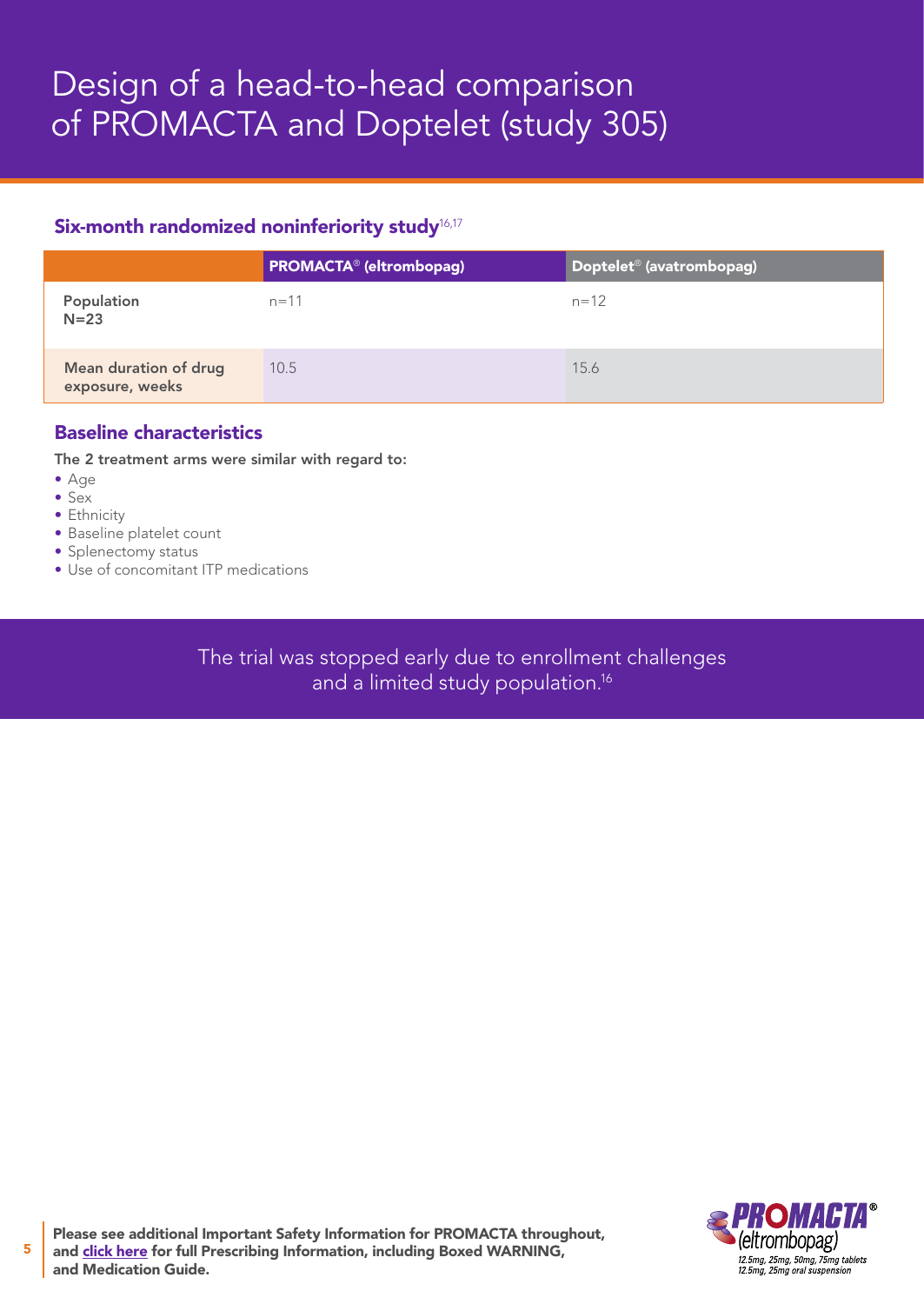# Design of a head-to-head comparison of PROMACTA and Doptelet (study 305)

### Six-month randomized noninferiority study[16,17]

| | PROMACTA® (eltrombopag) | Doptelet® (avatrombopag) |
|---|---|---|
| **Population N=23** | n=11 | n=12 |
| **Mean duration of drug exposure, weeks** | 10.5 | 15.6 |

### Baseline characteristics

**The 2 treatment arms were similar with regard to:**

- Age
- Sex
- Ethnicity
- Baseline platelet count
- Splenectomy status
- Use of concomitant ITP medications

The trial was stopped early due to enrollment challenges and a limited study population.[16]

**Please see additional Important Safety Information for PROMACTA throughout, and click here for full Prescribing Information, including Boxed WARNING, and Medication Guide.**

PROMACTA® (eltrombopag) 12.5mg, 25mg, 50mg, 75mg tablets 12.5mg, 25mg oral suspension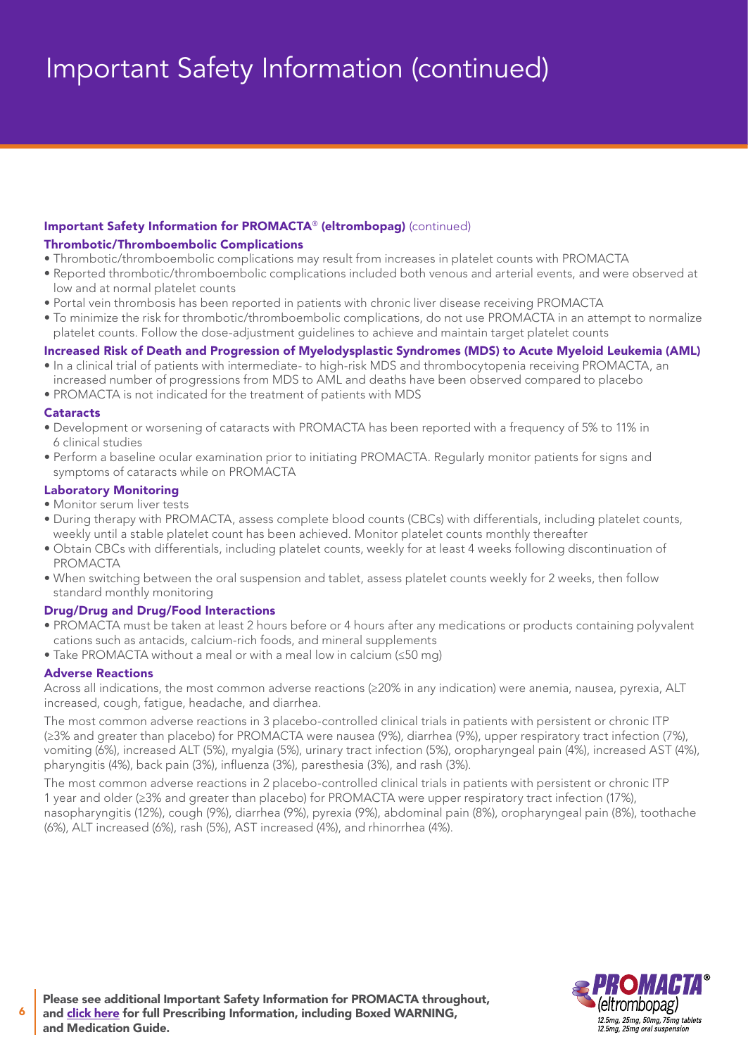# Important Safety Information (continued)

**Important Safety Information for PROMACTA® (eltrombopag)** (continued)

### Thrombotic/Thromboembolic Complications

- Thrombotic/thromboembolic complications may result from increases in platelet counts with PROMACTA
- Reported thrombotic/thromboembolic complications included both venous and arterial events, and were observed at low and at normal platelet counts
- Portal vein thrombosis has been reported in patients with chronic liver disease receiving PROMACTA
- To minimize the risk for thrombotic/thromboembolic complications, do not use PROMACTA in an attempt to normalize platelet counts. Follow the dose-adjustment guidelines to achieve and maintain target platelet counts

### Increased Risk of Death and Progression of Myelodysplastic Syndromes (MDS) to Acute Myeloid Leukemia (AML)

- In a clinical trial of patients with intermediate- to high-risk MDS and thrombocytopenia receiving PROMACTA, an increased number of progressions from MDS to AML and deaths have been observed compared to placebo
- PROMACTA is not indicated for the treatment of patients with MDS

### Cataracts

- Development or worsening of cataracts with PROMACTA has been reported with a frequency of 5% to 11% in 6 clinical studies
- Perform a baseline ocular examination prior to initiating PROMACTA. Regularly monitor patients for signs and symptoms of cataracts while on PROMACTA

### Laboratory Monitoring

- Monitor serum liver tests
- During therapy with PROMACTA, assess complete blood counts (CBCs) with differentials, including platelet counts, weekly until a stable platelet count has been achieved. Monitor platelet counts monthly thereafter
- Obtain CBCs with differentials, including platelet counts, weekly for at least 4 weeks following discontinuation of PROMACTA
- When switching between the oral suspension and tablet, assess platelet counts weekly for 2 weeks, then follow standard monthly monitoring

### Drug/Drug and Drug/Food Interactions

- PROMACTA must be taken at least 2 hours before or 4 hours after any medications or products containing polyvalent cations such as antacids, calcium-rich foods, and mineral supplements
- Take PROMACTA without a meal or with a meal low in calcium (≤50 mg)

### Adverse Reactions

Across all indications, the most common adverse reactions (≥20% in any indication) were anemia, nausea, pyrexia, ALT increased, cough, fatigue, headache, and diarrhea.

The most common adverse reactions in 3 placebo-controlled clinical trials in patients with persistent or chronic ITP (≥3% and greater than placebo) for PROMACTA were nausea (9%), diarrhea (9%), upper respiratory tract infection (7%), vomiting (6%), increased ALT (5%), myalgia (5%), urinary tract infection (5%), oropharyngeal pain (4%), increased AST (4%), pharyngitis (4%), back pain (3%), influenza (3%), paresthesia (3%), and rash (3%).

The most common adverse reactions in 2 placebo-controlled clinical trials in patients with persistent or chronic ITP 1 year and older (≥3% and greater than placebo) for PROMACTA were upper respiratory tract infection (17%), nasopharyngitis (12%), cough (9%), diarrhea (9%), pyrexia (9%), abdominal pain (8%), oropharyngeal pain (8%), toothache (6%), ALT increased (6%), rash (5%), AST increased (4%), and rhinorrhea (4%).

**Please see additional Important Safety Information for PROMACTA throughout, and click here for full Prescribing Information, including Boxed WARNING, and Medication Guide.**

PROMACTA® (eltrombopag)
12.5mg, 25mg, 50mg, 75mg tablets
12.5mg, 25mg oral suspension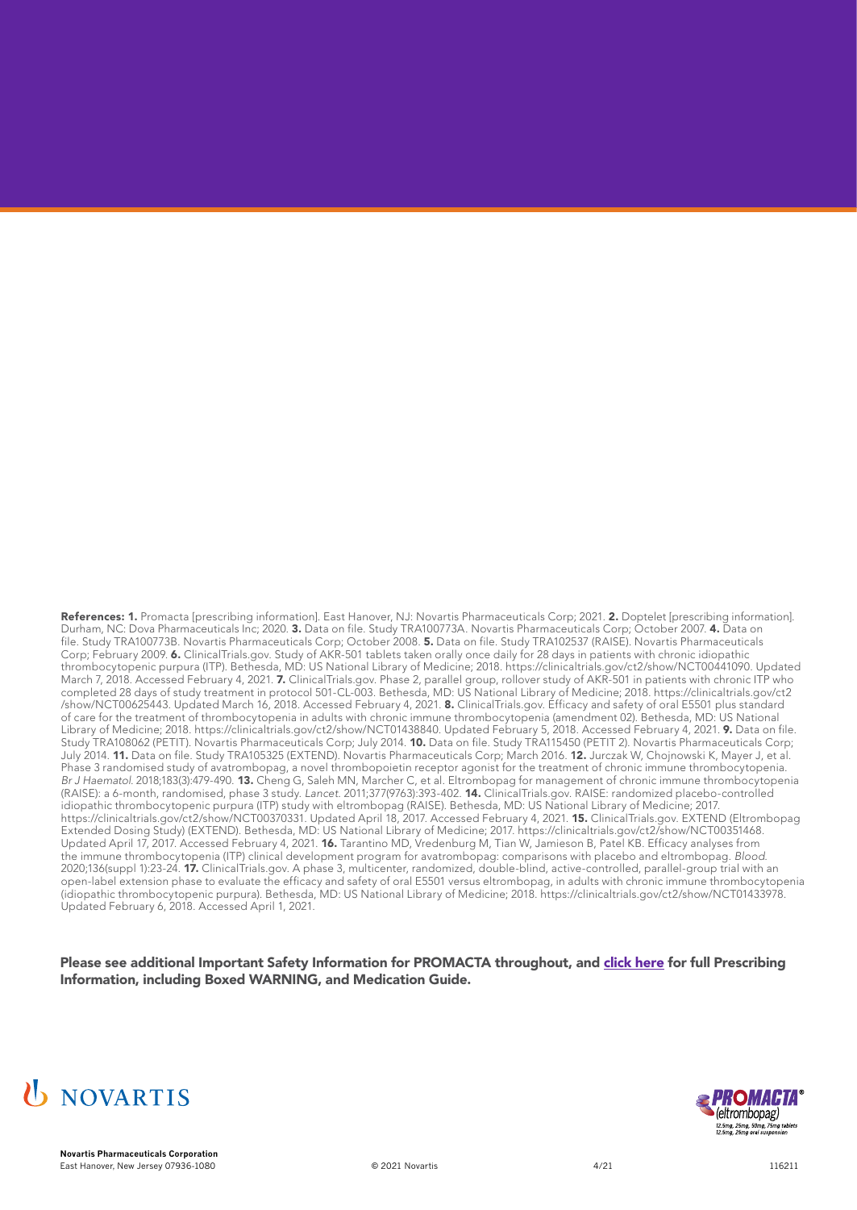**References:** **1.** Promacta [prescribing information]. East Hanover, NJ: Novartis Pharmaceuticals Corp; 2021. **2.** Doptelet [prescribing information]. Durham, NC: Dova Pharmaceuticals Inc; 2020. **3.** Data on file. Study TRA100773A. Novartis Pharmaceuticals Corp; October 2007. **4.** Data on file. Study TRA100773B. Novartis Pharmaceuticals Corp; October 2008. **5.** Data on file. Study TRA102537 (RAISE). Novartis Pharmaceuticals Corp; February 2009. **6.** ClinicalTrials.gov. Study of AKR-501 tablets taken orally once daily for 28 days in patients with chronic idiopathic thrombocytopenic purpura (ITP). Bethesda, MD: US National Library of Medicine; 2018. https://clinicaltrials.gov/ct2/show/NCT00441090. Updated March 7, 2018. Accessed February 4, 2021. **7.** ClinicalTrials.gov. Phase 2, parallel group, rollover study of AKR-501 in patients with chronic ITP who completed 28 days of study treatment in protocol 501-CL-003. Bethesda, MD: US National Library of Medicine; 2018. https://clinicaltrials.gov/ct2/show/NCT00625443. Updated March 16, 2018. Accessed February 4, 2021. **8.** ClinicalTrials.gov. Efficacy and safety of oral E5501 plus standard of care for the treatment of thrombocytopenia in adults with chronic immune thrombocytopenia (amendment 02). Bethesda, MD: US National Library of Medicine; 2018. https://clinicaltrials.gov/ct2/show/NCT01438840. Updated February 5, 2018. Accessed February 4, 2021. **9.** Data on file. Study TRA108062 (PETIT). Novartis Pharmaceuticals Corp; July 2014. **10.** Data on file. Study TRA115450 (PETIT 2). Novartis Pharmaceuticals Corp; July 2014. **11.** Data on file. Study TRA105325 (EXTEND). Novartis Pharmaceuticals Corp; March 2016. **12.** Jurczak W, Chojnowski K, Mayer J, et al. Phase 3 randomised study of avatrombopag, a novel thrombopoietin receptor agonist for the treatment of chronic immune thrombocytopenia. *Br J Haematol.* 2018;183(3):479-490. **13.** Cheng G, Saleh MN, Marcher C, et al. Eltrombopag for management of chronic immune thrombocytopenia (RAISE): a 6-month, randomised, phase 3 study. *Lancet.* 2011;377(9763):393-402. **14.** ClinicalTrials.gov. RAISE: randomized placebo-controlled idiopathic thrombocytopenic purpura (ITP) study with eltrombopag (RAISE). Bethesda, MD: US National Library of Medicine; 2017. https://clinicaltrials.gov/ct2/show/NCT00370331. Updated April 18, 2017. Accessed February 4, 2021. **15.** ClinicalTrials.gov. EXTEND (Eltrombopag Extended Dosing Study) (EXTEND). Bethesda, MD: US National Library of Medicine; 2017. https://clinicaltrials.gov/ct2/show/NCT00351468. Updated April 17, 2017. Accessed February 4, 2021. **16.** Tarantino MD, Vredenburg M, Tian W, Jamieson B, Patel KB. Efficacy analyses from the immune thrombocytopenia (ITP) clinical development program for avatrombopag: comparisons with placebo and eltrombopag. *Blood.* 2020;136(suppl 1):23-24. **17.** ClinicalTrials.gov. A phase 3, multicenter, randomized, double-blind, active-controlled, parallel-group trial with an open-label extension phase to evaluate the efficacy and safety of oral E5501 versus eltrombopag, in adults with chronic immune thrombocytopenia (idiopathic thrombocytopenic purpura). Bethesda, MD: US National Library of Medicine; 2018. https://clinicaltrials.gov/ct2/show/NCT01433978. Updated February 6, 2018. Accessed April 1, 2021.

**Please see additional Important Safety Information for PROMACTA throughout, and click here for full Prescribing Information, including Boxed WARNING, and Medication Guide.**

NOVARTIS

PROMACTA® (eltrombopag) 12.5mg, 25mg, 50mg, 75mg tablets 12.5mg, 25mg oral suspension

**Novartis Pharmaceuticals Corporation**
East Hanover, New Jersey 07936-1080

© 2021 Novartis 4/21 116211